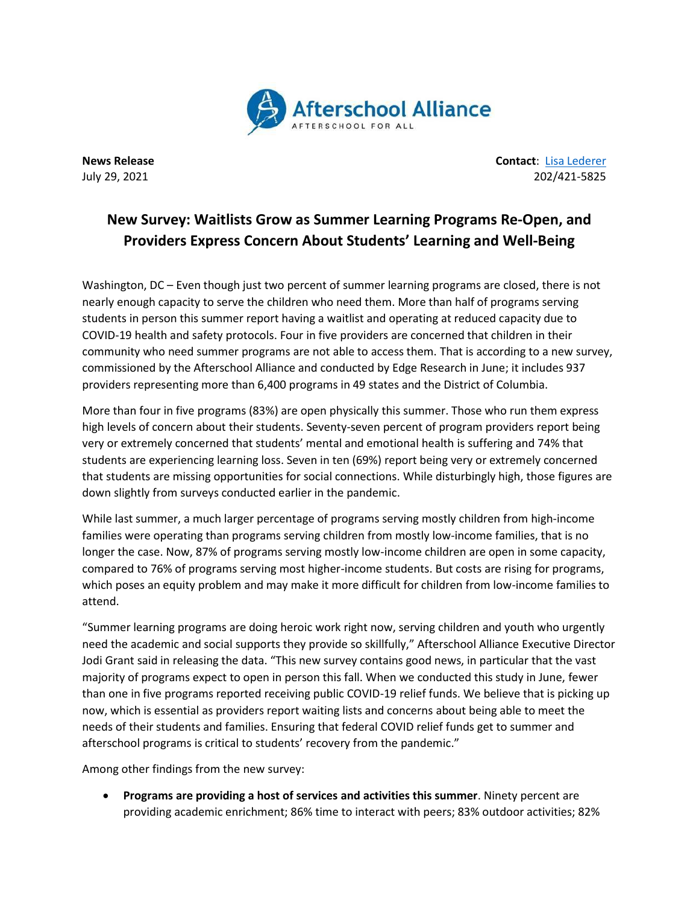Afterschool Alliance
AFTERSCHOOL FOR ALL

**News Release**
July 29, 2021

**Contact**: Lisa Lederer
202/421-5825

# New Survey: Waitlists Grow as Summer Learning Programs Re-Open, and Providers Express Concern About Students' Learning and Well-Being

Washington, DC – Even though just two percent of summer learning programs are closed, there is not nearly enough capacity to serve the children who need them. More than half of programs serving students in person this summer report having a waitlist and operating at reduced capacity due to COVID-19 health and safety protocols. Four in five providers are concerned that children in their community who need summer programs are not able to access them. That is according to a new survey, commissioned by the Afterschool Alliance and conducted by Edge Research in June; it includes 937 providers representing more than 6,400 programs in 49 states and the District of Columbia.

More than four in five programs (83%) are open physically this summer. Those who run them express high levels of concern about their students. Seventy-seven percent of program providers report being very or extremely concerned that students' mental and emotional health is suffering and 74% that students are experiencing learning loss. Seven in ten (69%) report being very or extremely concerned that students are missing opportunities for social connections. While disturbingly high, those figures are down slightly from surveys conducted earlier in the pandemic.

While last summer, a much larger percentage of programs serving mostly children from high-income families were operating than programs serving children from mostly low-income families, that is no longer the case. Now, 87% of programs serving mostly low-income children are open in some capacity, compared to 76% of programs serving most higher-income students. But costs are rising for programs, which poses an equity problem and may make it more difficult for children from low-income families to attend.

"Summer learning programs are doing heroic work right now, serving children and youth who urgently need the academic and social supports they provide so skillfully," Afterschool Alliance Executive Director Jodi Grant said in releasing the data. "This new survey contains good news, in particular that the vast majority of programs expect to open in person this fall. When we conducted this study in June, fewer than one in five programs reported receiving public COVID-19 relief funds. We believe that is picking up now, which is essential as providers report waiting lists and concerns about being able to meet the needs of their students and families. Ensuring that federal COVID relief funds get to summer and afterschool programs is critical to students' recovery from the pandemic."

Among other findings from the new survey:

- **Programs are providing a host of services and activities this summer**. Ninety percent are providing academic enrichment; 86% time to interact with peers; 83% outdoor activities; 82%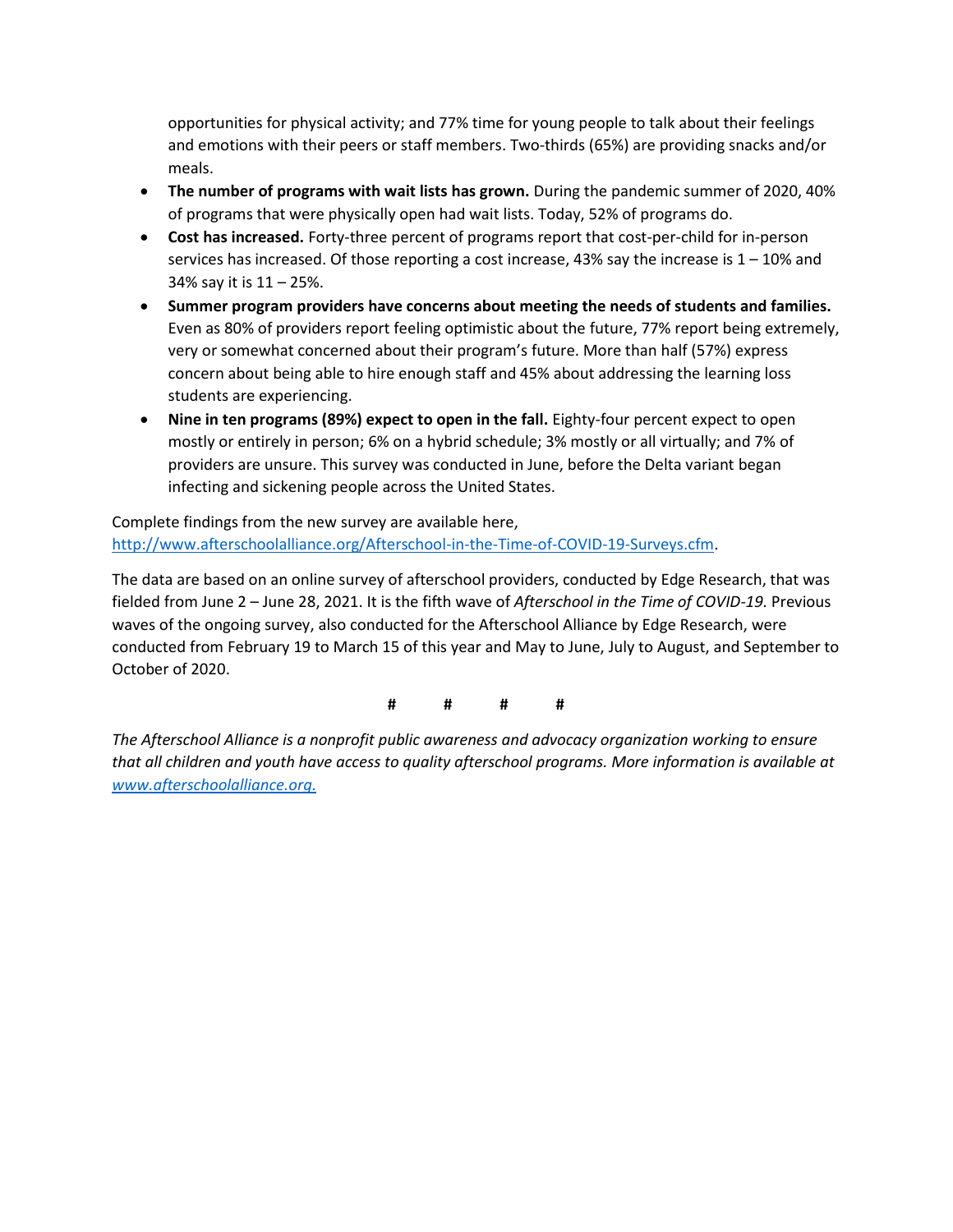opportunities for physical activity; and 77% time for young people to talk about their feelings and emotions with their peers or staff members. Two-thirds (65%) are providing snacks and/or meals.

- **The number of programs with wait lists has grown.** During the pandemic summer of 2020, 40% of programs that were physically open had wait lists. Today, 52% of programs do.
- **Cost has increased.** Forty-three percent of programs report that cost-per-child for in-person services has increased. Of those reporting a cost increase, 43% say the increase is 1 – 10% and 34% say it is 11 – 25%.
- **Summer program providers have concerns about meeting the needs of students and families.** Even as 80% of providers report feeling optimistic about the future, 77% report being extremely, very or somewhat concerned about their program's future. More than half (57%) express concern about being able to hire enough staff and 45% about addressing the learning loss students are experiencing.
- **Nine in ten programs (89%) expect to open in the fall.** Eighty-four percent expect to open mostly or entirely in person; 6% on a hybrid schedule; 3% mostly or all virtually; and 7% of providers are unsure. This survey was conducted in June, before the Delta variant began infecting and sickening people across the United States.

Complete findings from the new survey are available here, [http://www.afterschoolalliance.org/Afterschool-in-the-Time-of-COVID-19-Surveys.cfm](http://www.afterschoolalliance.org/Afterschool-in-the-Time-of-COVID-19-Surveys.cfm).

The data are based on an online survey of afterschool providers, conducted by Edge Research, that was fielded from June 2 – June 28, 2021. It is the fifth wave of *Afterschool in the Time of COVID-19.* Previous waves of the ongoing survey, also conducted for the Afterschool Alliance by Edge Research, were conducted from February 19 to March 15 of this year and May to June, July to August, and September to October of 2020.

# # # #

*The Afterschool Alliance is a nonprofit public awareness and advocacy organization working to ensure that all children and youth have access to quality afterschool programs. More information is available at [www.afterschoolalliance.org.](http://www.afterschoolalliance.org)*